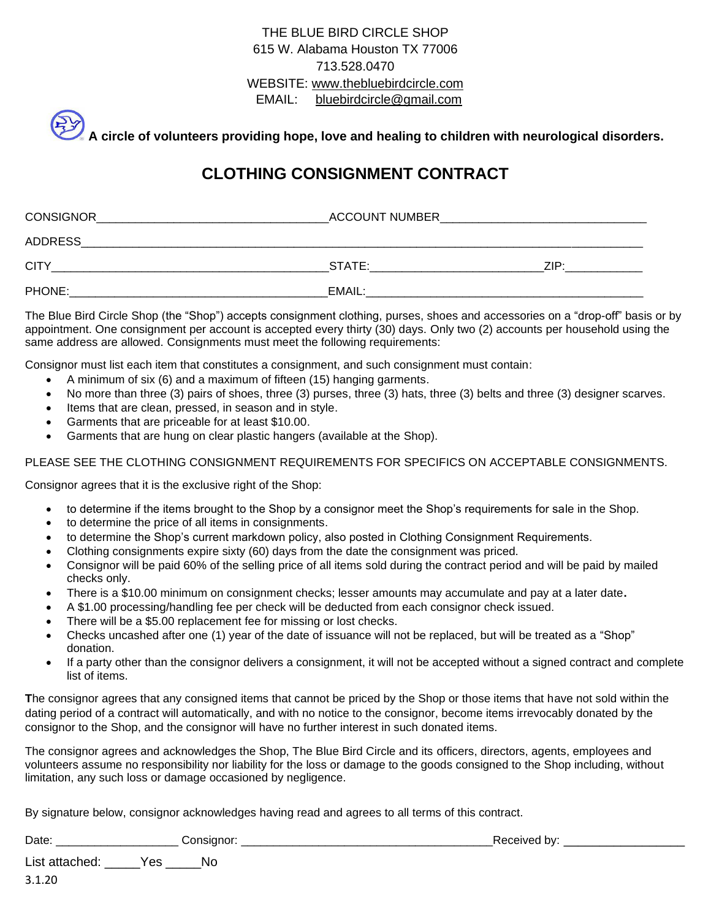THE BLUE BIRD CIRCLE SHOP
615 W. Alabama Houston TX 77006
713.528.0470
WEBSITE: www.thebluebirdcircle.com
EMAIL: bluebirdcircle@gmail.com

**A circle of volunteers providing hope, love and healing to children with neurological disorders.**

# CLOTHING CONSIGNMENT CONTRACT

CONSIGNOR___________________________________ACCOUNT NUMBER_______________________________

ADDRESS_________________________________________________________________________________

CITY___________________________________________STATE:_________________________ZIP:____________

PHONE:_______________________________________EMAIL:__________________________________________

The Blue Bird Circle Shop (the "Shop") accepts consignment clothing, purses, shoes and accessories on a "drop-off" basis or by appointment. One consignment per account is accepted every thirty (30) days. Only two (2) accounts per household using the same address are allowed. Consignments must meet the following requirements:

Consignor must list each item that constitutes a consignment, and such consignment must contain:

- A minimum of six (6) and a maximum of fifteen (15) hanging garments.
- No more than three (3) pairs of shoes, three (3) purses, three (3) hats, three (3) belts and three (3) designer scarves.
- Items that are clean, pressed, in season and in style.
- Garments that are priceable for at least $10.00.
- Garments that are hung on clear plastic hangers (available at the Shop).

PLEASE SEE THE CLOTHING CONSIGNMENT REQUIREMENTS FOR SPECIFICS ON ACCEPTABLE CONSIGNMENTS.

Consignor agrees that it is the exclusive right of the Shop:

- to determine if the items brought to the Shop by a consignor meet the Shop's requirements for sale in the Shop.
- to determine the price of all items in consignments.
- to determine the Shop's current markdown policy, also posted in Clothing Consignment Requirements.
- Clothing consignments expire sixty (60) days from the date the consignment was priced.
- Consignor will be paid 60% of the selling price of all items sold during the contract period and will be paid by mailed checks only.
- There is a $10.00 minimum on consignment checks; lesser amounts may accumulate and pay at a later date.
- A $1.00 processing/handling fee per check will be deducted from each consignor check issued.
- There will be a $5.00 replacement fee for missing or lost checks.
- Checks uncashed after one (1) year of the date of issuance will not be replaced, but will be treated as a "Shop" donation.
- If a party other than the consignor delivers a consignment, it will not be accepted without a signed contract and complete list of items.

The consignor agrees that any consigned items that cannot be priced by the Shop or those items that have not sold within the dating period of a contract will automatically, and with no notice to the consignor, become items irrevocably donated by the consignor to the Shop, and the consignor will have no further interest in such donated items.

The consignor agrees and acknowledges the Shop, The Blue Bird Circle and its officers, directors, agents, employees and volunteers assume no responsibility nor liability for the loss or damage to the goods consigned to the Shop including, without limitation, any such loss or damage occasioned by negligence.

By signature below, consignor acknowledges having read and agrees to all terms of this contract.

Date: __________________ Consignor: ______________________________________Received by: __________________

List attached: _____Yes _____No

3.1.20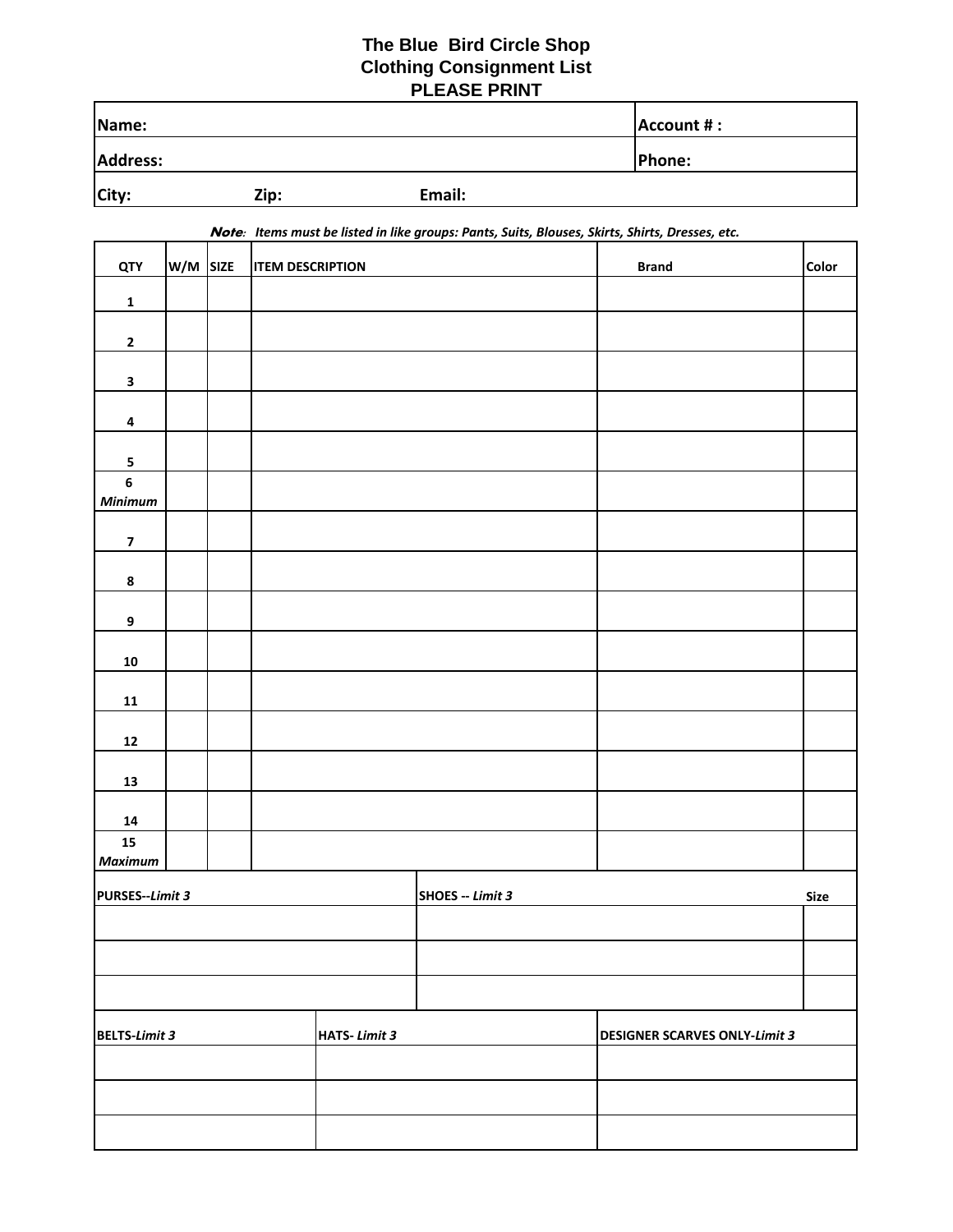# The Blue Bird Circle Shop
## Clothing Consignment List
### PLEASE PRINT

| | |
|---|---|
| **Name:** | **Account # :** |
| **Address:** | **Phone:** |
| **City:** **Zip:** **Email:** | |

***Note**: Items must be listed in like groups: Pants, Suits, Blouses, Skirts, Shirts, Dresses, etc.*

| QTY | W/M | SIZE | ITEM DESCRIPTION | Brand | Color |
|---|---|---|---|---|---|
| 1 | | | | | |
| 2 | | | | | |
| 3 | | | | | |
| 4 | | | | | |
| 5 | | | | | |
| 6 *Minimum* | | | | | |
| 7 | | | | | |
| 8 | | | | | |
| 9 | | | | | |
| 10 | | | | | |
| 11 | | | | | |
| 12 | | | | | |
| 13 | | | | | |
| 14 | | | | | |
| 15 *Maximum* | | | | | |

| PURSES--*Limit 3* | SHOES -- *Limit 3* | Size |
|---|---|---|
| | | |
| | | |
| | | |

| BELTS-*Limit 3* | HATS- *Limit 3* | DESIGNER SCARVES ONLY-*Limit 3* |
|---|---|---|
| | | |
| | | |
| | | |